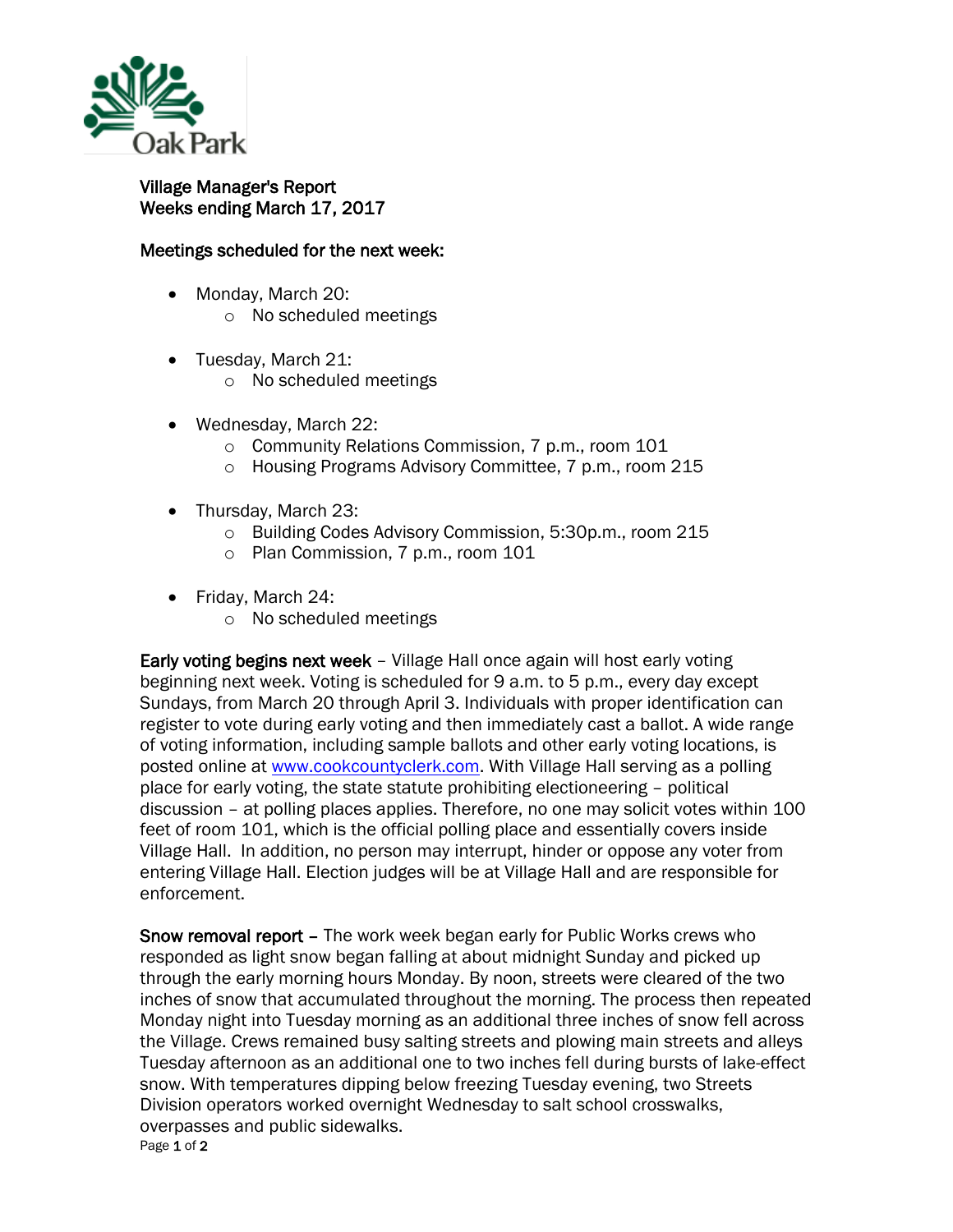Oak Park

**Village Manager's Report**
**Weeks ending March 17, 2017**

**Meetings scheduled for the next week:**

- Monday, March 20:
  - No scheduled meetings
- Tuesday, March 21:
  - No scheduled meetings
- Wednesday, March 22:
  - Community Relations Commission, 7 p.m., room 101
  - Housing Programs Advisory Committee, 7 p.m., room 215
- Thursday, March 23:
  - Building Codes Advisory Commission, 5:30p.m., room 215
  - Plan Commission, 7 p.m., room 101
- Friday, March 24:
  - No scheduled meetings

**Early voting begins next week** – Village Hall once again will host early voting beginning next week. Voting is scheduled for 9 a.m. to 5 p.m., every day except Sundays, from March 20 through April 3. Individuals with proper identification can register to vote during early voting and then immediately cast a ballot. A wide range of voting information, including sample ballots and other early voting locations, is posted online at [www.cookcountyclerk.com](http://www.cookcountyclerk.com). With Village Hall serving as a polling place for early voting, the state statute prohibiting electioneering – political discussion – at polling places applies. Therefore, no one may solicit votes within 100 feet of room 101, which is the official polling place and essentially covers inside Village Hall. In addition, no person may interrupt, hinder or oppose any voter from entering Village Hall. Election judges will be at Village Hall and are responsible for enforcement.

**Snow removal report** – The work week began early for Public Works crews who responded as light snow began falling at about midnight Sunday and picked up through the early morning hours Monday. By noon, streets were cleared of the two inches of snow that accumulated throughout the morning. The process then repeated Monday night into Tuesday morning as an additional three inches of snow fell across the Village. Crews remained busy salting streets and plowing main streets and alleys Tuesday afternoon as an additional one to two inches fell during bursts of lake-effect snow. With temperatures dipping below freezing Tuesday evening, two Streets Division operators worked overnight Wednesday to salt school crosswalks, overpasses and public sidewalks.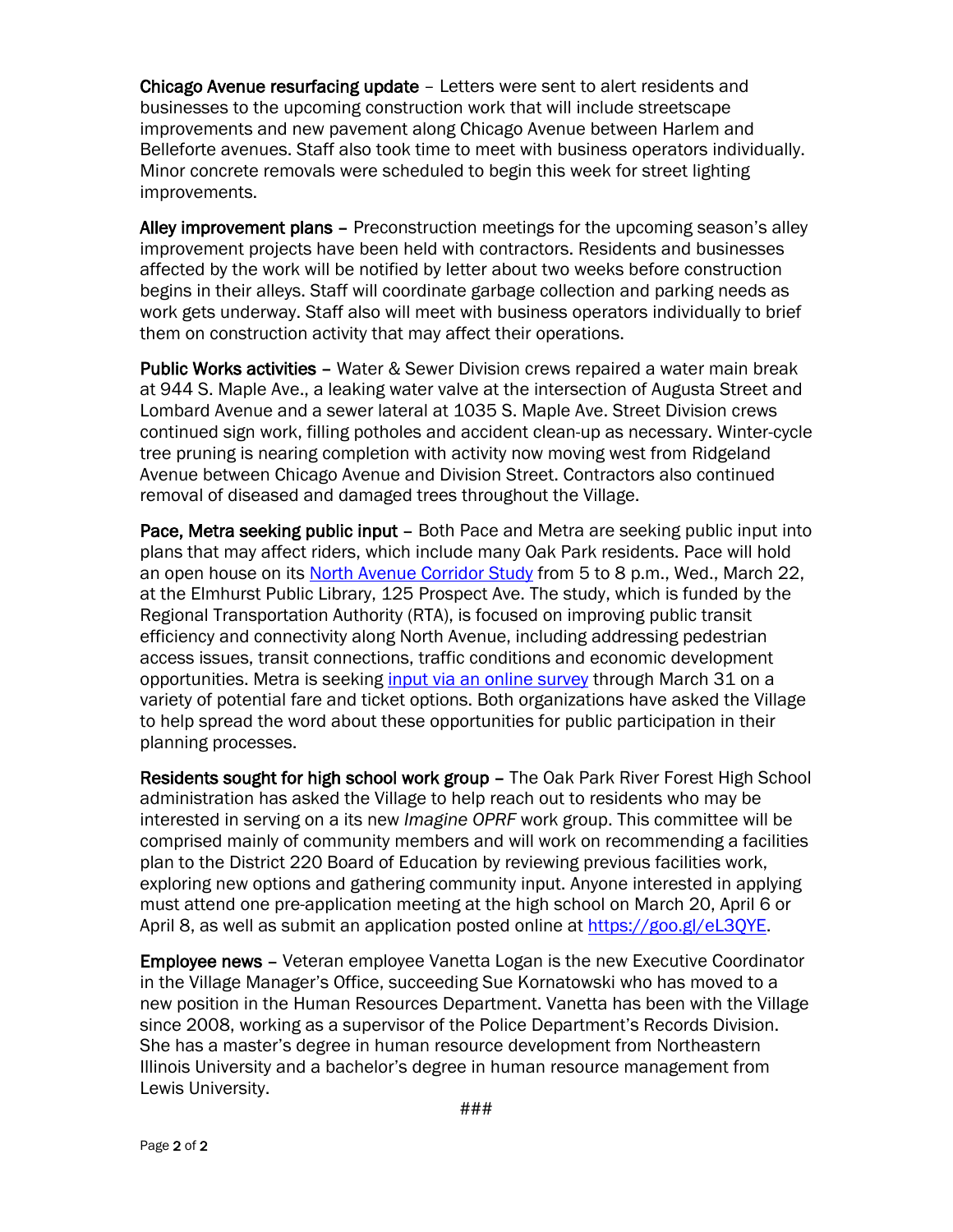**Chicago Avenue resurfacing update** – Letters were sent to alert residents and businesses to the upcoming construction work that will include streetscape improvements and new pavement along Chicago Avenue between Harlem and Belleforte avenues. Staff also took time to meet with business operators individually. Minor concrete removals were scheduled to begin this week for street lighting improvements.

**Alley improvement plans** – Preconstruction meetings for the upcoming season's alley improvement projects have been held with contractors. Residents and businesses affected by the work will be notified by letter about two weeks before construction begins in their alleys. Staff will coordinate garbage collection and parking needs as work gets underway. Staff also will meet with business operators individually to brief them on construction activity that may affect their operations.

**Public Works activities** – Water & Sewer Division crews repaired a water main break at 944 S. Maple Ave., a leaking water valve at the intersection of Augusta Street and Lombard Avenue and a sewer lateral at 1035 S. Maple Ave. Street Division crews continued sign work, filling potholes and accident clean-up as necessary. Winter-cycle tree pruning is nearing completion with activity now moving west from Ridgeland Avenue between Chicago Avenue and Division Street. Contractors also continued removal of diseased and damaged trees throughout the Village.

**Pace, Metra seeking public input** – Both Pace and Metra are seeking public input into plans that may affect riders, which include many Oak Park residents. Pace will hold an open house on its North Avenue Corridor Study from 5 to 8 p.m., Wed., March 22, at the Elmhurst Public Library, 125 Prospect Ave. The study, which is funded by the Regional Transportation Authority (RTA), is focused on improving public transit efficiency and connectivity along North Avenue, including addressing pedestrian access issues, transit connections, traffic conditions and economic development opportunities. Metra is seeking input via an online survey through March 31 on a variety of potential fare and ticket options. Both organizations have asked the Village to help spread the word about these opportunities for public participation in their planning processes.

**Residents sought for high school work group** – The Oak Park River Forest High School administration has asked the Village to help reach out to residents who may be interested in serving on a its new *Imagine OPRF* work group. This committee will be comprised mainly of community members and will work on recommending a facilities plan to the District 220 Board of Education by reviewing previous facilities work, exploring new options and gathering community input. Anyone interested in applying must attend one pre-application meeting at the high school on March 20, April 6 or April 8, as well as submit an application posted online at https://goo.gl/eL3QYE.

**Employee news** – Veteran employee Vanetta Logan is the new Executive Coordinator in the Village Manager's Office, succeeding Sue Kornatowski who has moved to a new position in the Human Resources Department. Vanetta has been with the Village since 2008, working as a supervisor of the Police Department's Records Division. She has a master's degree in human resource development from Northeastern Illinois University and a bachelor's degree in human resource management from Lewis University.

###